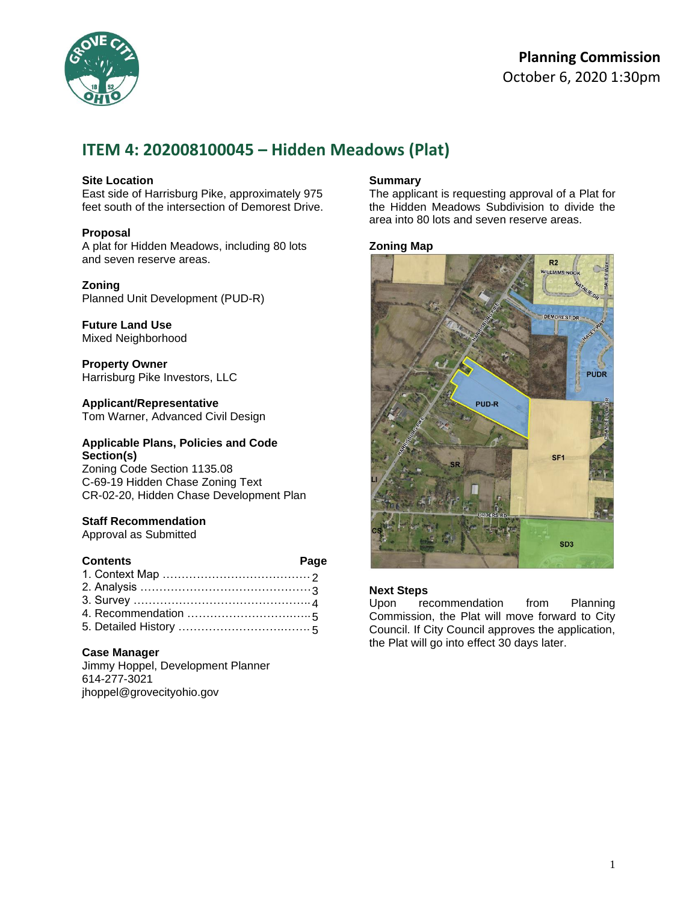**Planning Commission**
October 6, 2020 1:30pm

# ITEM 4: 202008100045 – Hidden Meadows (Plat)

**Site Location**
East side of Harrisburg Pike, approximately 975 feet south of the intersection of Demorest Drive.

**Proposal**
A plat for Hidden Meadows, including 80 lots and seven reserve areas.

**Zoning**
Planned Unit Development (PUD-R)

**Future Land Use**
Mixed Neighborhood

**Property Owner**
Harrisburg Pike Investors, LLC

**Applicant/Representative**
Tom Warner, Advanced Civil Design

**Applicable Plans, Policies and Code Section(s)**
Zoning Code Section 1135.08
C-69-19 Hidden Chase Zoning Text
CR-02-20, Hidden Chase Development Plan

**Staff Recommendation**
Approval as Submitted

| **Contents** | **Page** |
| --- | --- |
| 1. Context Map | 2 |
| 2. Analysis | 3 |
| 3. Survey | 4 |
| 4. Recommendation | 5 |
| 5. Detailed History | 5 |

**Case Manager**
Jimmy Hoppel, Development Planner
614-277-3021
jhoppel@grovecityohio.gov

**Summary**
The applicant is requesting approval of a Plat for the Hidden Meadows Subdivision to divide the area into 80 lots and seven reserve areas.

**Zoning Map**

**Next Steps**
Upon recommendation from Planning Commission, the Plat will move forward to City Council. If City Council approves the application, the Plat will go into effect 30 days later.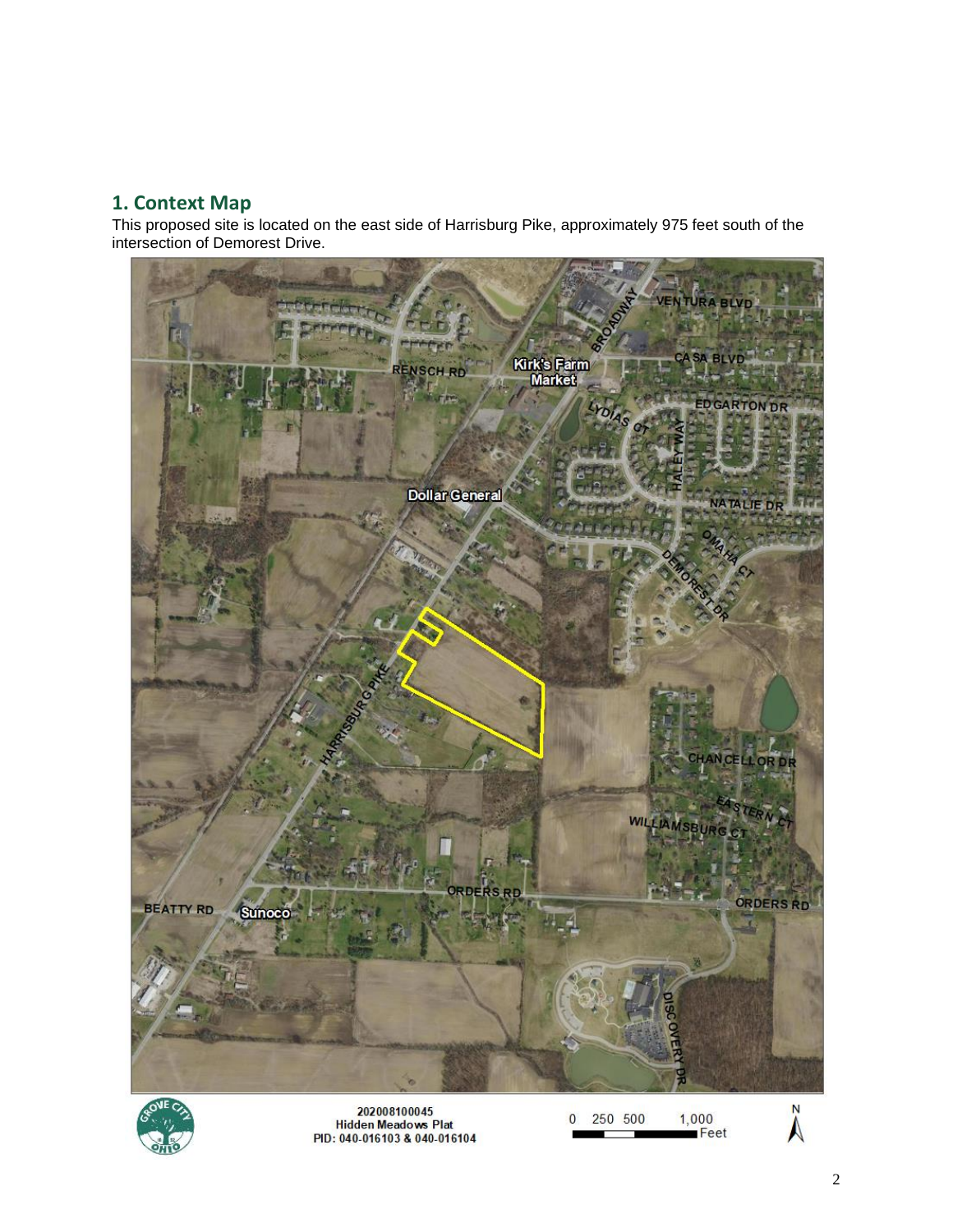## 1. Context Map

This proposed site is located on the east side of Harrisburg Pike, approximately 975 feet south of the intersection of Demorest Drive.

202008100045
Hidden Meadows Plat
PID: 040-016103 & 040-016104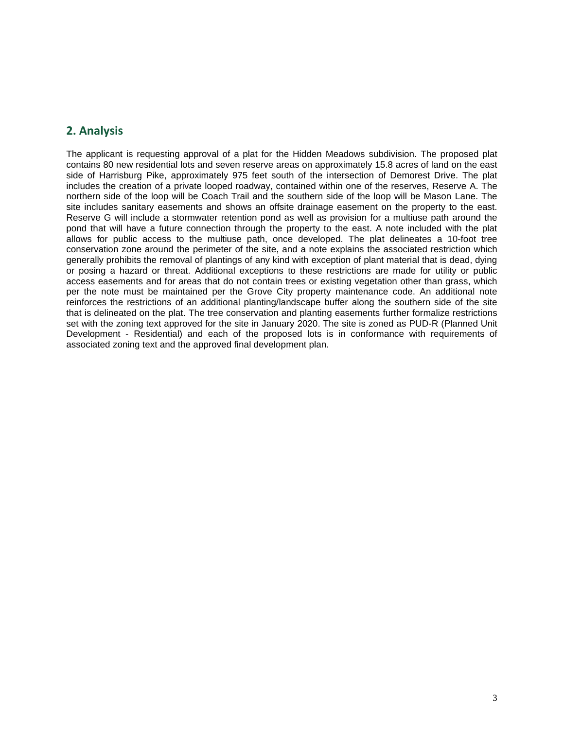## 2. Analysis

The applicant is requesting approval of a plat for the Hidden Meadows subdivision. The proposed plat contains 80 new residential lots and seven reserve areas on approximately 15.8 acres of land on the east side of Harrisburg Pike, approximately 975 feet south of the intersection of Demorest Drive. The plat includes the creation of a private looped roadway, contained within one of the reserves, Reserve A. The northern side of the loop will be Coach Trail and the southern side of the loop will be Mason Lane. The site includes sanitary easements and shows an offsite drainage easement on the property to the east. Reserve G will include a stormwater retention pond as well as provision for a multiuse path around the pond that will have a future connection through the property to the east. A note included with the plat allows for public access to the multiuse path, once developed. The plat delineates a 10-foot tree conservation zone around the perimeter of the site, and a note explains the associated restriction which generally prohibits the removal of plantings of any kind with exception of plant material that is dead, dying or posing a hazard or threat. Additional exceptions to these restrictions are made for utility or public access easements and for areas that do not contain trees or existing vegetation other than grass, which per the note must be maintained per the Grove City property maintenance code. An additional note reinforces the restrictions of an additional planting/landscape buffer along the southern side of the site that is delineated on the plat. The tree conservation and planting easements further formalize restrictions set with the zoning text approved for the site in January 2020. The site is zoned as PUD-R (Planned Unit Development - Residential) and each of the proposed lots is in conformance with requirements of associated zoning text and the approved final development plan.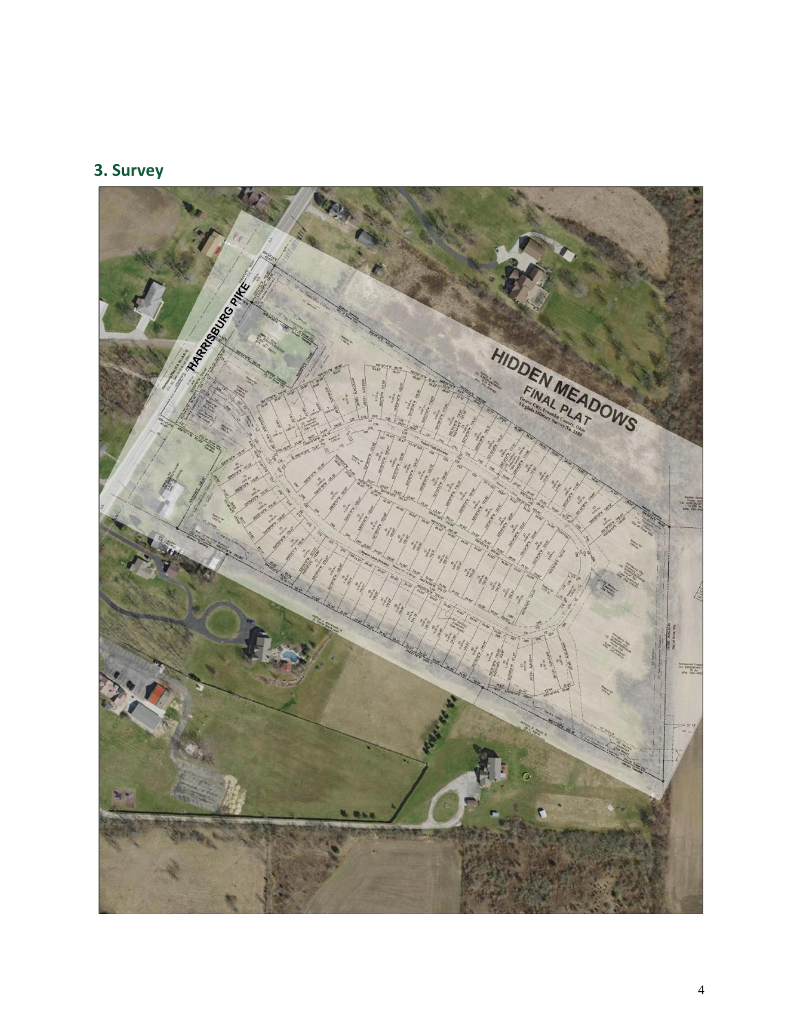## 3. Survey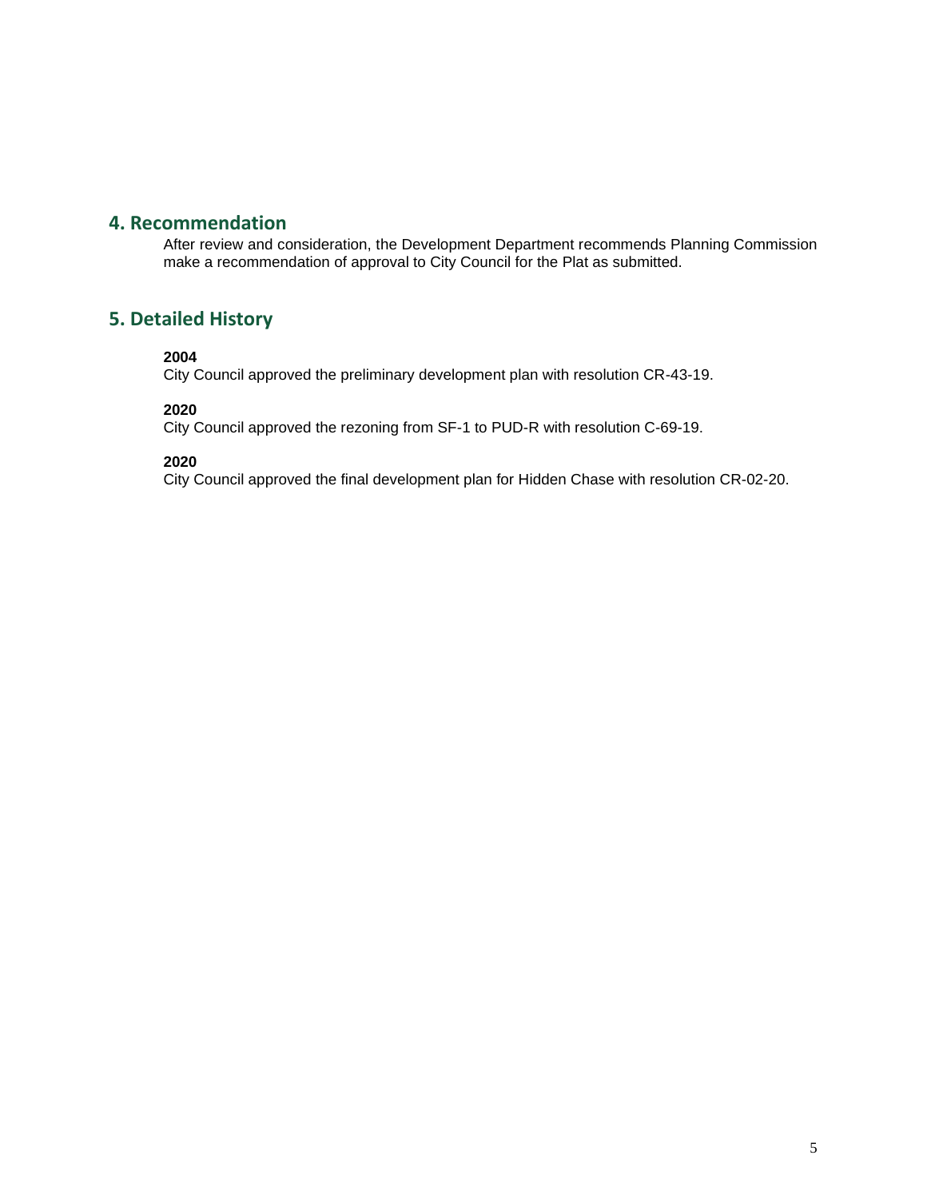## 4. Recommendation

After review and consideration, the Development Department recommends Planning Commission make a recommendation of approval to City Council for the Plat as submitted.

## 5. Detailed History

**2004**
City Council approved the preliminary development plan with resolution CR-43-19.

**2020**
City Council approved the rezoning from SF-1 to PUD-R with resolution C-69-19.

**2020**
City Council approved the final development plan for Hidden Chase with resolution CR-02-20.